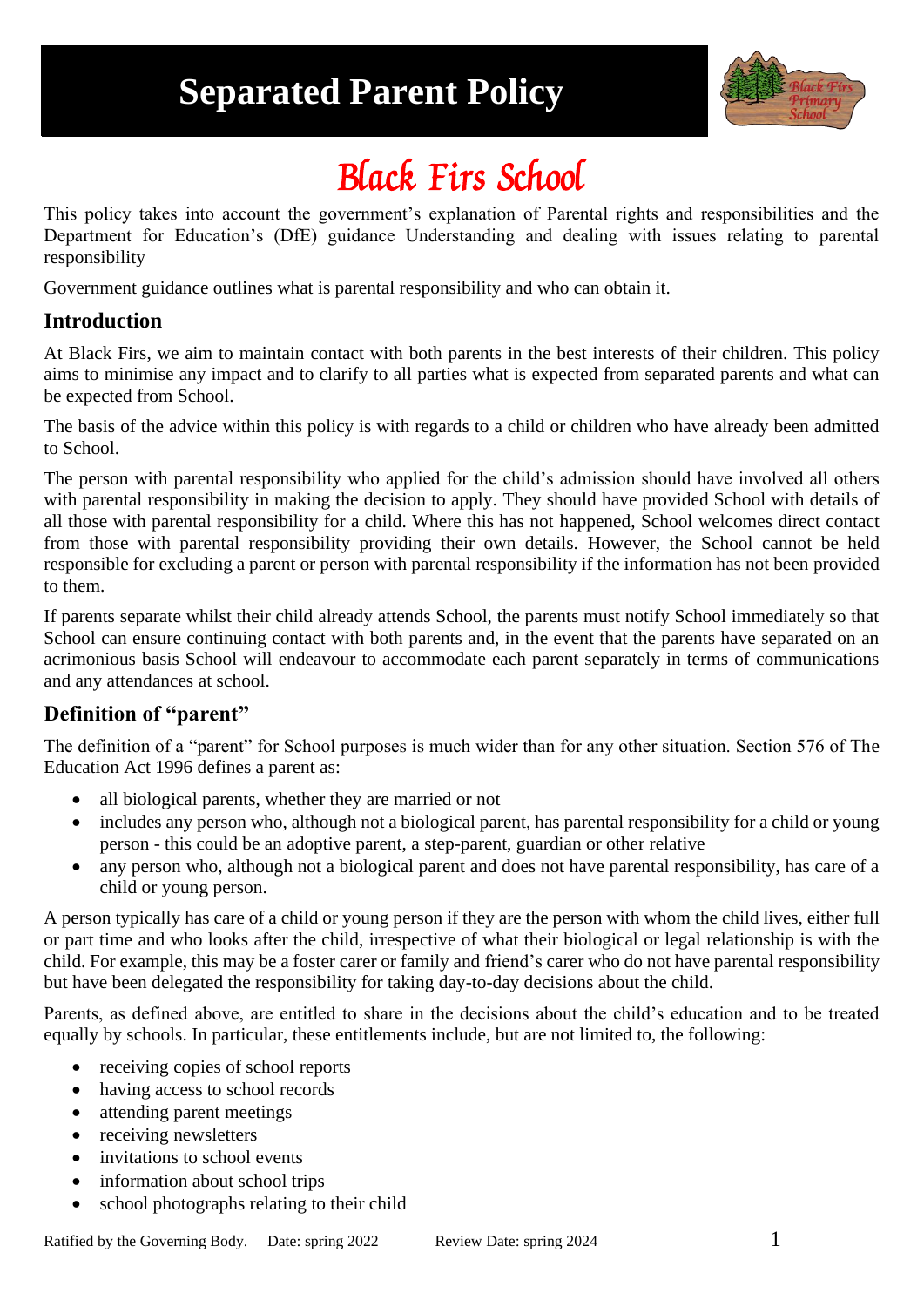# Separated Parent Policy

## Black Firs School

This policy takes into account the government's explanation of Parental rights and responsibilities and the Department for Education's (DfE) guidance Understanding and dealing with issues relating to parental responsibility

Government guidance outlines what is parental responsibility and who can obtain it.

### Introduction

At Black Firs, we aim to maintain contact with both parents in the best interests of their children. This policy aims to minimise any impact and to clarify to all parties what is expected from separated parents and what can be expected from School.

The basis of the advice within this policy is with regards to a child or children who have already been admitted to School.

The person with parental responsibility who applied for the child's admission should have involved all others with parental responsibility in making the decision to apply. They should have provided School with details of all those with parental responsibility for a child. Where this has not happened, School welcomes direct contact from those with parental responsibility providing their own details. However, the School cannot be held responsible for excluding a parent or person with parental responsibility if the information has not been provided to them.

If parents separate whilst their child already attends School, the parents must notify School immediately so that School can ensure continuing contact with both parents and, in the event that the parents have separated on an acrimonious basis School will endeavour to accommodate each parent separately in terms of communications and any attendances at school.

### Definition of "parent"

The definition of a "parent" for School purposes is much wider than for any other situation. Section 576 of The Education Act 1996 defines a parent as:

- all biological parents, whether they are married or not
- includes any person who, although not a biological parent, has parental responsibility for a child or young person - this could be an adoptive parent, a step-parent, guardian or other relative
- any person who, although not a biological parent and does not have parental responsibility, has care of a child or young person.

A person typically has care of a child or young person if they are the person with whom the child lives, either full or part time and who looks after the child, irrespective of what their biological or legal relationship is with the child. For example, this may be a foster carer or family and friend's carer who do not have parental responsibility but have been delegated the responsibility for taking day-to-day decisions about the child.

Parents, as defined above, are entitled to share in the decisions about the child's education and to be treated equally by schools. In particular, these entitlements include, but are not limited to, the following:

- receiving copies of school reports
- having access to school records
- attending parent meetings
- receiving newsletters
- invitations to school events
- information about school trips
- school photographs relating to their child

Ratified by the Governing Body. Date: spring 2022 Review Date: spring 2024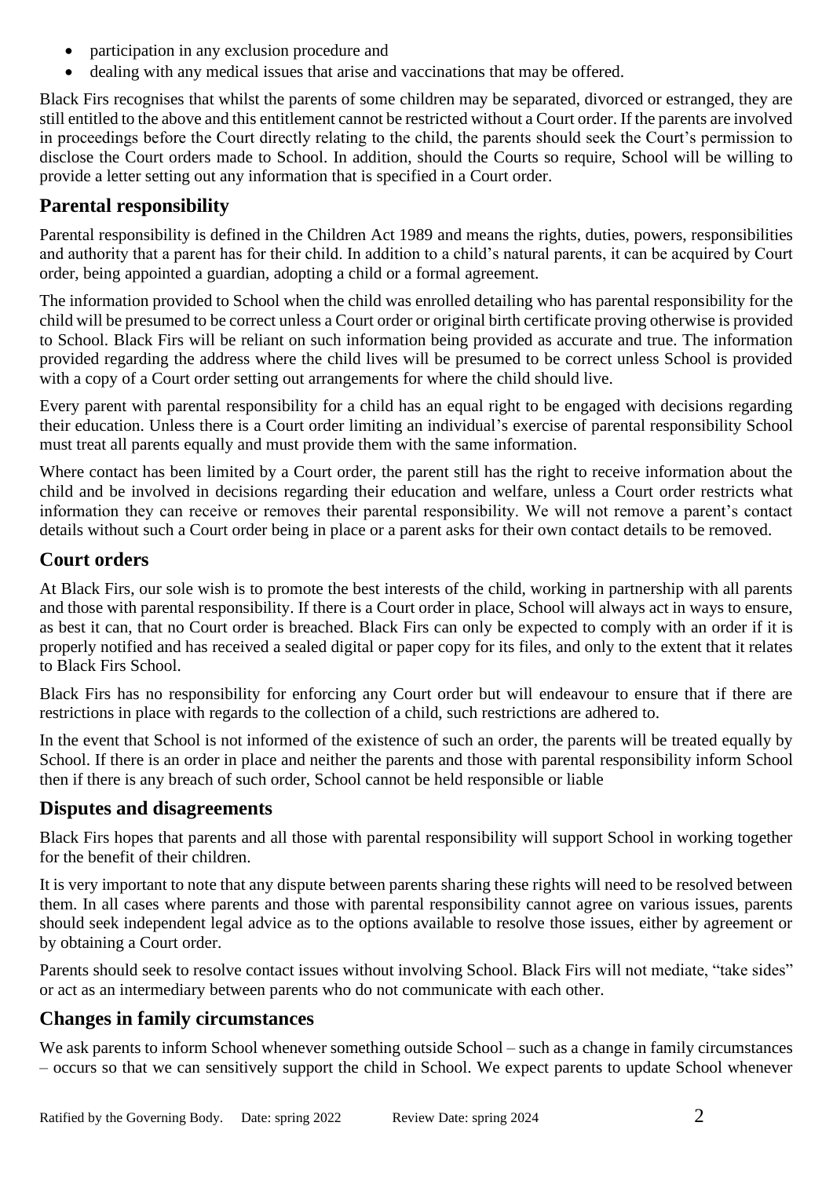- participation in any exclusion procedure and
- dealing with any medical issues that arise and vaccinations that may be offered.

Black Firs recognises that whilst the parents of some children may be separated, divorced or estranged, they are still entitled to the above and this entitlement cannot be restricted without a Court order. If the parents are involved in proceedings before the Court directly relating to the child, the parents should seek the Court's permission to disclose the Court orders made to School. In addition, should the Courts so require, School will be willing to provide a letter setting out any information that is specified in a Court order.

## Parental responsibility

Parental responsibility is defined in the Children Act 1989 and means the rights, duties, powers, responsibilities and authority that a parent has for their child. In addition to a child's natural parents, it can be acquired by Court order, being appointed a guardian, adopting a child or a formal agreement.

The information provided to School when the child was enrolled detailing who has parental responsibility for the child will be presumed to be correct unless a Court order or original birth certificate proving otherwise is provided to School. Black Firs will be reliant on such information being provided as accurate and true. The information provided regarding the address where the child lives will be presumed to be correct unless School is provided with a copy of a Court order setting out arrangements for where the child should live.

Every parent with parental responsibility for a child has an equal right to be engaged with decisions regarding their education. Unless there is a Court order limiting an individual's exercise of parental responsibility School must treat all parents equally and must provide them with the same information.

Where contact has been limited by a Court order, the parent still has the right to receive information about the child and be involved in decisions regarding their education and welfare, unless a Court order restricts what information they can receive or removes their parental responsibility. We will not remove a parent's contact details without such a Court order being in place or a parent asks for their own contact details to be removed.

## Court orders

At Black Firs, our sole wish is to promote the best interests of the child, working in partnership with all parents and those with parental responsibility. If there is a Court order in place, School will always act in ways to ensure, as best it can, that no Court order is breached. Black Firs can only be expected to comply with an order if it is properly notified and has received a sealed digital or paper copy for its files, and only to the extent that it relates to Black Firs School.

Black Firs has no responsibility for enforcing any Court order but will endeavour to ensure that if there are restrictions in place with regards to the collection of a child, such restrictions are adhered to.

In the event that School is not informed of the existence of such an order, the parents will be treated equally by School. If there is an order in place and neither the parents and those with parental responsibility inform School then if there is any breach of such order, School cannot be held responsible or liable

## Disputes and disagreements

Black Firs hopes that parents and all those with parental responsibility will support School in working together for the benefit of their children.

It is very important to note that any dispute between parents sharing these rights will need to be resolved between them. In all cases where parents and those with parental responsibility cannot agree on various issues, parents should seek independent legal advice as to the options available to resolve those issues, either by agreement or by obtaining a Court order.

Parents should seek to resolve contact issues without involving School. Black Firs will not mediate, "take sides" or act as an intermediary between parents who do not communicate with each other.

## Changes in family circumstances

We ask parents to inform School whenever something outside School – such as a change in family circumstances – occurs so that we can sensitively support the child in School. We expect parents to update School whenever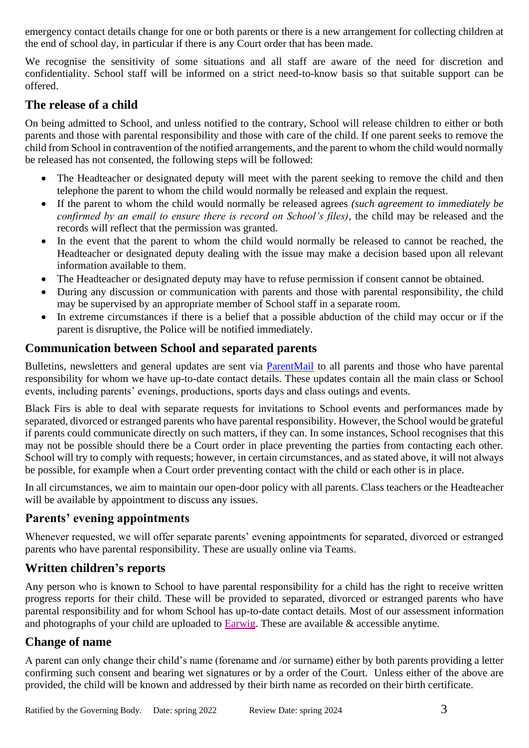emergency contact details change for one or both parents or there is a new arrangement for collecting children at the end of school day, in particular if there is any Court order that has been made.

We recognise the sensitivity of some situations and all staff are aware of the need for discretion and confidentiality. School staff will be informed on a strict need-to-know basis so that suitable support can be offered.

## The release of a child

On being admitted to School, and unless notified to the contrary, School will release children to either or both parents and those with parental responsibility and those with care of the child. If one parent seeks to remove the child from School in contravention of the notified arrangements, and the parent to whom the child would normally be released has not consented, the following steps will be followed:

- The Headteacher or designated deputy will meet with the parent seeking to remove the child and then telephone the parent to whom the child would normally be released and explain the request.
- If the parent to whom the child would normally be released agrees *(such agreement to immediately be confirmed by an email to ensure there is record on School's files)*, the child may be released and the records will reflect that the permission was granted.
- In the event that the parent to whom the child would normally be released to cannot be reached, the Headteacher or designated deputy dealing with the issue may make a decision based upon all relevant information available to them.
- The Headteacher or designated deputy may have to refuse permission if consent cannot be obtained.
- During any discussion or communication with parents and those with parental responsibility, the child may be supervised by an appropriate member of School staff in a separate room.
- In extreme circumstances if there is a belief that a possible abduction of the child may occur or if the parent is disruptive, the Police will be notified immediately.

## Communication between School and separated parents

Bulletins, newsletters and general updates are sent via ParentMail to all parents and those who have parental responsibility for whom we have up-to-date contact details. These updates contain all the main class or School events, including parents' evenings, productions, sports days and class outings and events.

Black Firs is able to deal with separate requests for invitations to School events and performances made by separated, divorced or estranged parents who have parental responsibility. However, the School would be grateful if parents could communicate directly on such matters, if they can. In some instances, School recognises that this may not be possible should there be a Court order in place preventing the parties from contacting each other. School will try to comply with requests; however, in certain circumstances, and as stated above, it will not always be possible, for example when a Court order preventing contact with the child or each other is in place.

In all circumstances, we aim to maintain our open-door policy with all parents. Class teachers or the Headteacher will be available by appointment to discuss any issues.

## Parents' evening appointments

Whenever requested, we will offer separate parents' evening appointments for separated, divorced or estranged parents who have parental responsibility. These are usually online via Teams.

## Written children's reports

Any person who is known to School to have parental responsibility for a child has the right to receive written progress reports for their child. These will be provided to separated, divorced or estranged parents who have parental responsibility and for whom School has up-to-date contact details. Most of our assessment information and photographs of your child are uploaded to Earwig. These are available & accessible anytime.

## Change of name

A parent can only change their child's name (forename and /or surname) either by both parents providing a letter confirming such consent and bearing wet signatures or by a order of the Court. Unless either of the above are provided, the child will be known and addressed by their birth name as recorded on their birth certificate.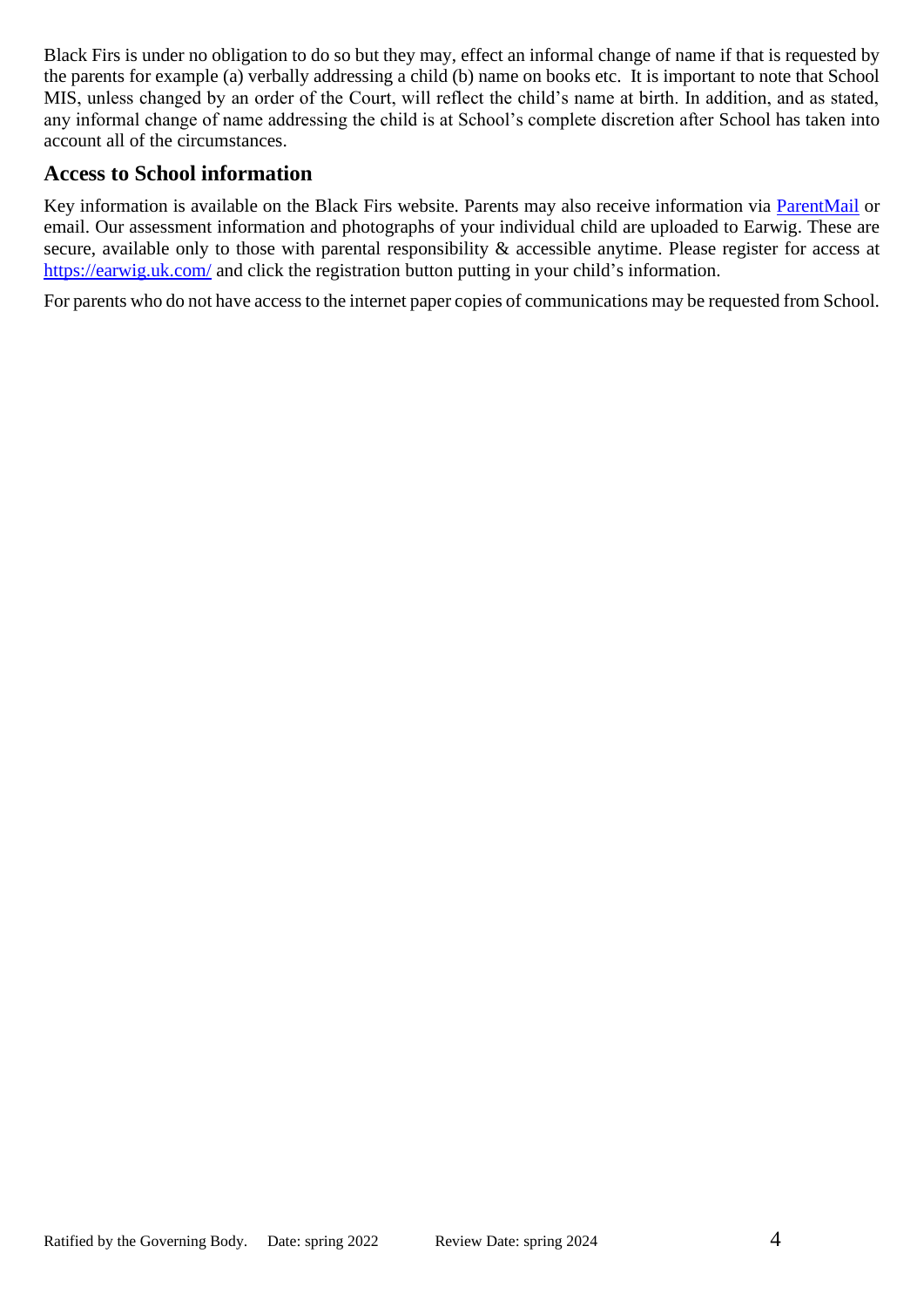Black Firs is under no obligation to do so but they may, effect an informal change of name if that is requested by the parents for example (a) verbally addressing a child (b) name on books etc. It is important to note that School MIS, unless changed by an order of the Court, will reflect the child's name at birth. In addition, and as stated, any informal change of name addressing the child is at School's complete discretion after School has taken into account all of the circumstances.

## Access to School information

Key information is available on the Black Firs website. Parents may also receive information via [ParentMail](#) or email. Our assessment information and photographs of your individual child are uploaded to Earwig. These are secure, available only to those with parental responsibility & accessible anytime. Please register for access at [https://earwig.uk.com/](https://earwig.uk.com/) and click the registration button putting in your child's information.

For parents who do not have access to the internet paper copies of communications may be requested from School.

Ratified by the Governing Body. Date: spring 2022 Review Date: spring 2024